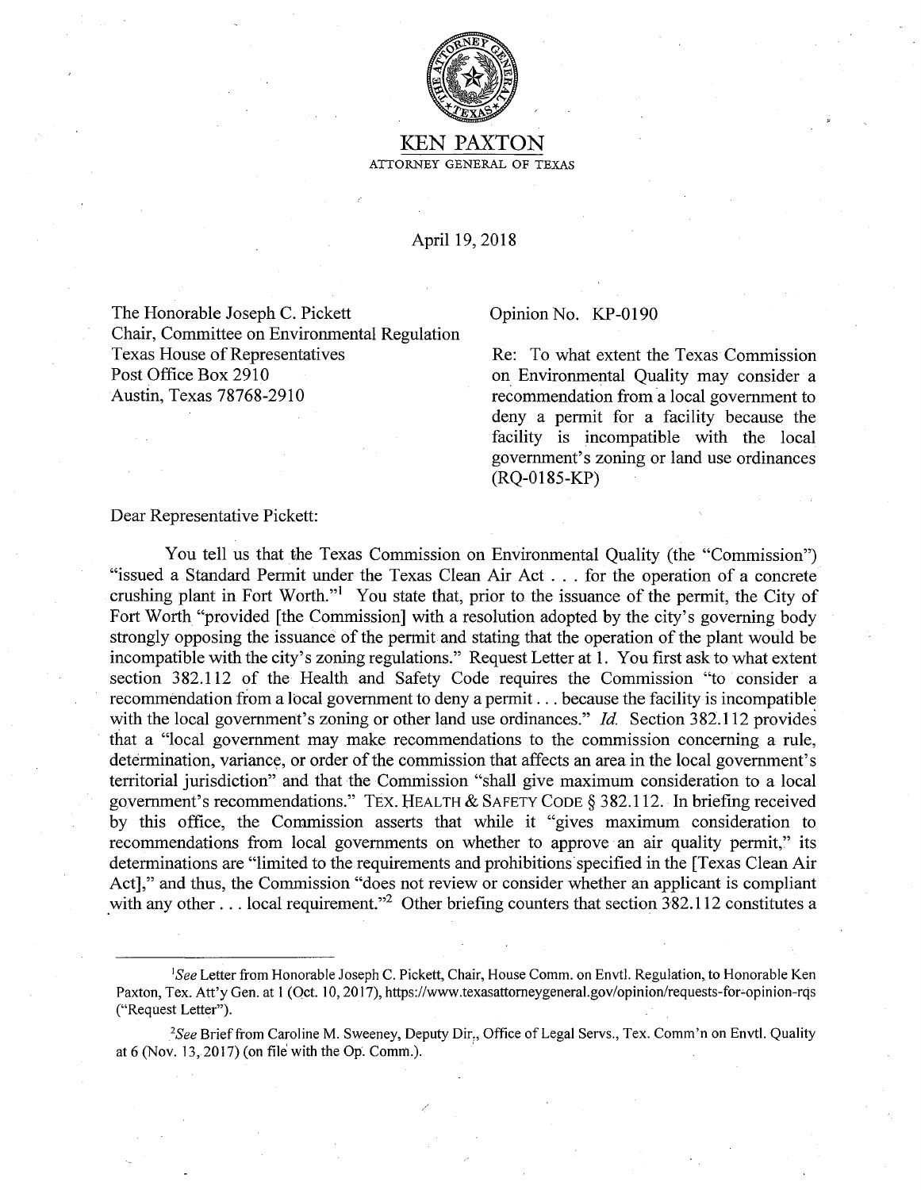KEN PAXTON

ATTORNEY GENERAL OF TEXAS

April 19, 2018

The Honorable Joseph C. Pickett
Chair, Committee on Environmental Regulation
Texas House of Representatives
Post Office Box 2910
Austin, Texas 78768-2910

Opinion No. KP-0190

Re: To what extent the Texas Commission on Environmental Quality may consider a recommendation from a local government to deny a permit for a facility because the facility is incompatible with the local government's zoning or land use ordinances (RQ-0185-KP)

Dear Representative Pickett:

You tell us that the Texas Commission on Environmental Quality (the "Commission") "issued a Standard Permit under the Texas Clean Air Act . . . for the operation of a concrete crushing plant in Fort Worth."[1] You state that, prior to the issuance of the permit, the City of Fort Worth "provided [the Commission] with a resolution adopted by the city's governing body strongly opposing the issuance of the permit and stating that the operation of the plant would be incompatible with the city's zoning regulations." Request Letter at 1. You first ask to what extent section 382.112 of the Health and Safety Code requires the Commission "to consider a recommendation from a local government to deny a permit . . . because the facility is incompatible with the local government's zoning or other land use ordinances." *Id.* Section 382.112 provides that a "local government may make recommendations to the commission concerning a rule, determination, variance, or order of the commission that affects an area in the local government's territorial jurisdiction" and that the Commission "shall give maximum consideration to a local government's recommendations." TEX. HEALTH & SAFETY CODE § 382.112. In briefing received by this office, the Commission asserts that while it "gives maximum consideration to recommendations from local governments on whether to approve an air quality permit," its determinations are "limited to the requirements and prohibitions specified in the [Texas Clean Air Act]," and thus, the Commission "does not review or consider whether an applicant is compliant with any other . . . local requirement."[2] Other briefing counters that section 382.112 constitutes a

---

[1] *See* Letter from Honorable Joseph C. Pickett, Chair, House Comm. on Envtl. Regulation, to Honorable Ken Paxton, Tex. Att'y Gen. at 1 (Oct. 10, 2017), https://www.texasattorneygeneral.gov/opinion/requests-for-opinion-rqs ("Request Letter").

[2] *See* Brief from Caroline M. Sweeney, Deputy Dir., Office of Legal Servs., Tex. Comm'n on Envtl. Quality at 6 (Nov. 13, 2017) (on file with the Op. Comm.).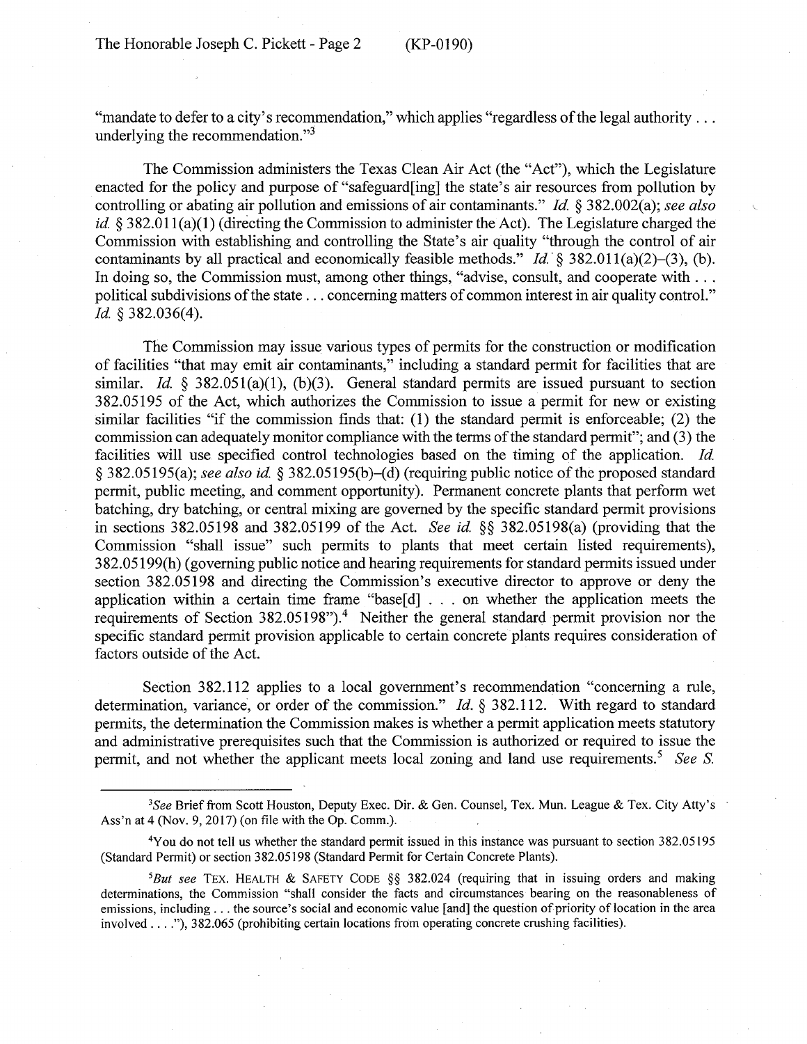"mandate to defer to a city's recommendation," which applies "regardless of the legal authority . . . underlying the recommendation."[3]

The Commission administers the Texas Clean Air Act (the "Act"), which the Legislature enacted for the policy and purpose of "safeguard[ing] the state's air resources from pollution by controlling or abating air pollution and emissions of air contaminants." *Id.* § 382.002(a); *see also id.* § 382.011(a)(1) (directing the Commission to administer the Act). The Legislature charged the Commission with establishing and controlling the State's air quality "through the control of air contaminants by all practical and economically feasible methods." *Id.* § 382.011(a)(2)–(3), (b). In doing so, the Commission must, among other things, "advise, consult, and cooperate with . . . political subdivisions of the state . . . concerning matters of common interest in air quality control." *Id.* § 382.036(4).

The Commission may issue various types of permits for the construction or modification of facilities "that may emit air contaminants," including a standard permit for facilities that are similar. *Id.* § 382.051(a)(1), (b)(3). General standard permits are issued pursuant to section 382.05195 of the Act, which authorizes the Commission to issue a permit for new or existing similar facilities "if the commission finds that: (1) the standard permit is enforceable; (2) the commission can adequately monitor compliance with the terms of the standard permit"; and (3) the facilities will use specified control technologies based on the timing of the application. *Id.* § 382.05195(a); *see also id.* § 382.05195(b)–(d) (requiring public notice of the proposed standard permit, public meeting, and comment opportunity). Permanent concrete plants that perform wet batching, dry batching, or central mixing are governed by the specific standard permit provisions in sections 382.05198 and 382.05199 of the Act. *See id.* §§ 382.05198(a) (providing that the Commission "shall issue" such permits to plants that meet certain listed requirements), 382.05199(h) (governing public notice and hearing requirements for standard permits issued under section 382.05198 and directing the Commission's executive director to approve or deny the application within a certain time frame "base[d] . . . on whether the application meets the requirements of Section 382.05198").[4] Neither the general standard permit provision nor the specific standard permit provision applicable to certain concrete plants requires consideration of factors outside of the Act.

Section 382.112 applies to a local government's recommendation "concerning a rule, determination, variance, or order of the commission." *Id.* § 382.112. With regard to standard permits, the determination the Commission makes is whether a permit application meets statutory and administrative prerequisites such that the Commission is authorized or required to issue the permit, and not whether the applicant meets local zoning and land use requirements.[5] *See S.*

---

[3]*See* Brief from Scott Houston, Deputy Exec. Dir. & Gen. Counsel, Tex. Mun. League & Tex. City Atty's Ass'n at 4 (Nov. 9, 2017) (on file with the Op. Comm.).

[4]You do not tell us whether the standard permit issued in this instance was pursuant to section 382.05195 (Standard Permit) or section 382.05198 (Standard Permit for Certain Concrete Plants).

[5]*But see* TEX. HEALTH & SAFETY CODE §§ 382.024 (requiring that in issuing orders and making determinations, the Commission "shall consider the facts and circumstances bearing on the reasonableness of emissions, including . . . the source's social and economic value [and] the question of priority of location in the area involved . . . ."), 382.065 (prohibiting certain locations from operating concrete crushing facilities).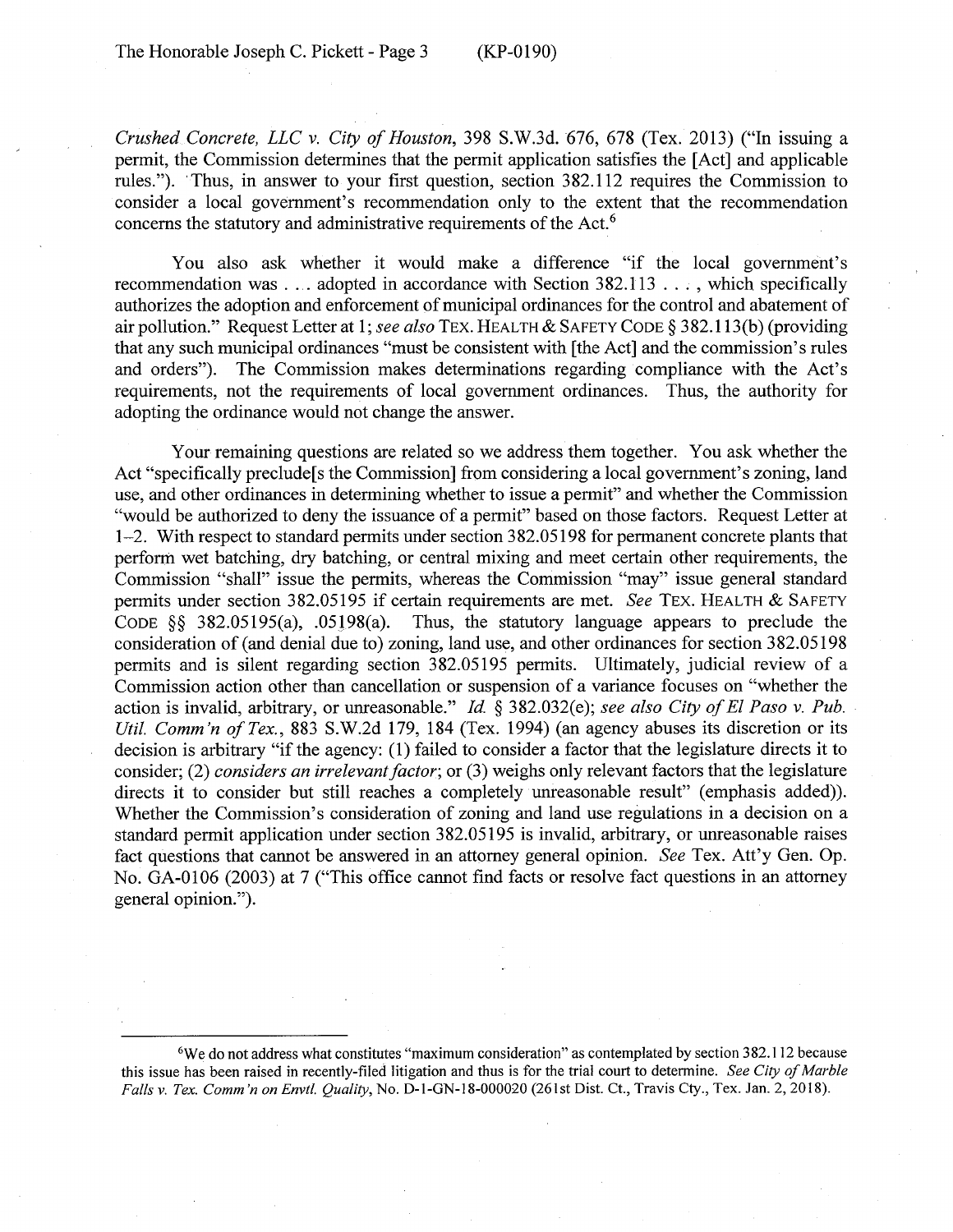*Crushed Concrete, LLC v. City of Houston*, 398 S.W.3d. 676, 678 (Tex. 2013) ("In issuing a permit, the Commission determines that the permit application satisfies the [Act] and applicable rules."). Thus, in answer to your first question, section 382.112 requires the Commission to consider a local government's recommendation only to the extent that the recommendation concerns the statutory and administrative requirements of the Act.[6]

You also ask whether it would make a difference "if the local government's recommendation was . . . adopted in accordance with Section 382.113 . . . , which specifically authorizes the adoption and enforcement of municipal ordinances for the control and abatement of air pollution." Request Letter at 1; *see also* TEX. HEALTH & SAFETY CODE § 382.113(b) (providing that any such municipal ordinances "must be consistent with [the Act] and the commission's rules and orders"). The Commission makes determinations regarding compliance with the Act's requirements, not the requirements of local government ordinances. Thus, the authority for adopting the ordinance would not change the answer.

Your remaining questions are related so we address them together. You ask whether the Act "specifically preclude[s the Commission] from considering a local government's zoning, land use, and other ordinances in determining whether to issue a permit" and whether the Commission "would be authorized to deny the issuance of a permit" based on those factors. Request Letter at 1–2. With respect to standard permits under section 382.05198 for permanent concrete plants that perform wet batching, dry batching, or central mixing and meet certain other requirements, the Commission "shall" issue the permits, whereas the Commission "may" issue general standard permits under section 382.05195 if certain requirements are met. *See* TEX. HEALTH & SAFETY CODE §§ 382.05195(a), .05198(a). Thus, the statutory language appears to preclude the consideration of (and denial due to) zoning, land use, and other ordinances for section 382.05198 permits and is silent regarding section 382.05195 permits. Ultimately, judicial review of a Commission action other than cancellation or suspension of a variance focuses on "whether the action is invalid, arbitrary, or unreasonable." *Id.* § 382.032(e); *see also City of El Paso v. Pub. Util. Comm'n of Tex.*, 883 S.W.2d 179, 184 (Tex. 1994) (an agency abuses its discretion or its decision is arbitrary "if the agency: (1) failed to consider a factor that the legislature directs it to consider; (2) *considers an irrelevant factor*; or (3) weighs only relevant factors that the legislature directs it to consider but still reaches a completely unreasonable result" (emphasis added)). Whether the Commission's consideration of zoning and land use regulations in a decision on a standard permit application under section 382.05195 is invalid, arbitrary, or unreasonable raises fact questions that cannot be answered in an attorney general opinion. *See* Tex. Att'y Gen. Op. No. GA-0106 (2003) at 7 ("This office cannot find facts or resolve fact questions in an attorney general opinion.").

---

[6]We do not address what constitutes "maximum consideration" as contemplated by section 382.112 because this issue has been raised in recently-filed litigation and thus is for the trial court to determine. *See City of Marble Falls v. Tex. Comm'n on Envtl. Quality*, No. D-1-GN-18-000020 (261st Dist. Ct., Travis Cty., Tex. Jan. 2, 2018).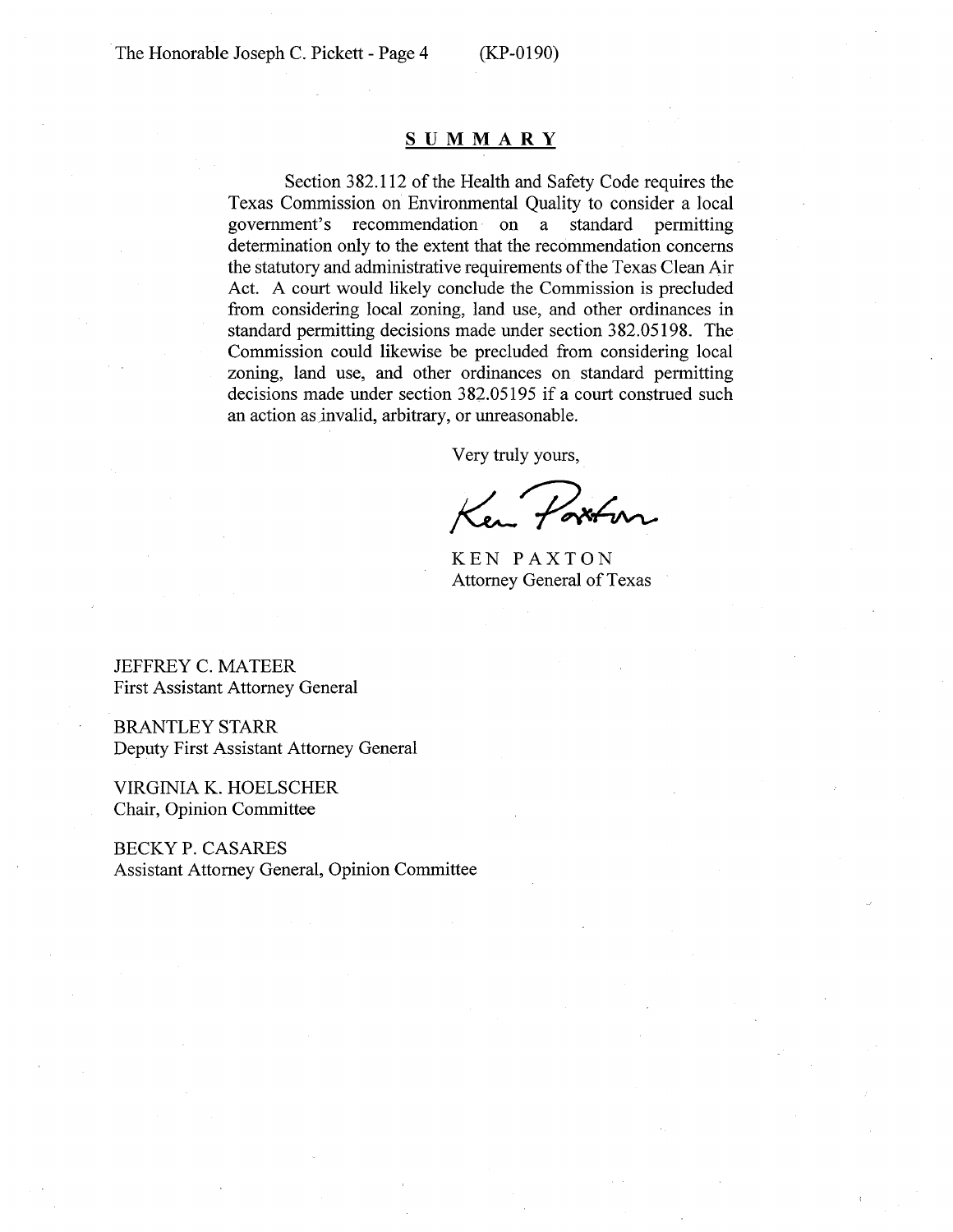## SUMMARY

Section 382.112 of the Health and Safety Code requires the Texas Commission on Environmental Quality to consider a local government's recommendation on a standard permitting determination only to the extent that the recommendation concerns the statutory and administrative requirements of the Texas Clean Air Act. A court would likely conclude the Commission is precluded from considering local zoning, land use, and other ordinances in standard permitting decisions made under section 382.05198. The Commission could likewise be precluded from considering local zoning, land use, and other ordinances on standard permitting decisions made under section 382.05195 if a court construed such an action as invalid, arbitrary, or unreasonable.

Very truly yours,

KEN PAXTON
Attorney General of Texas

JEFFREY C. MATEER
First Assistant Attorney General

BRANTLEY STARR
Deputy First Assistant Attorney General

VIRGINIA K. HOELSCHER
Chair, Opinion Committee

BECKY P. CASARES
Assistant Attorney General, Opinion Committee